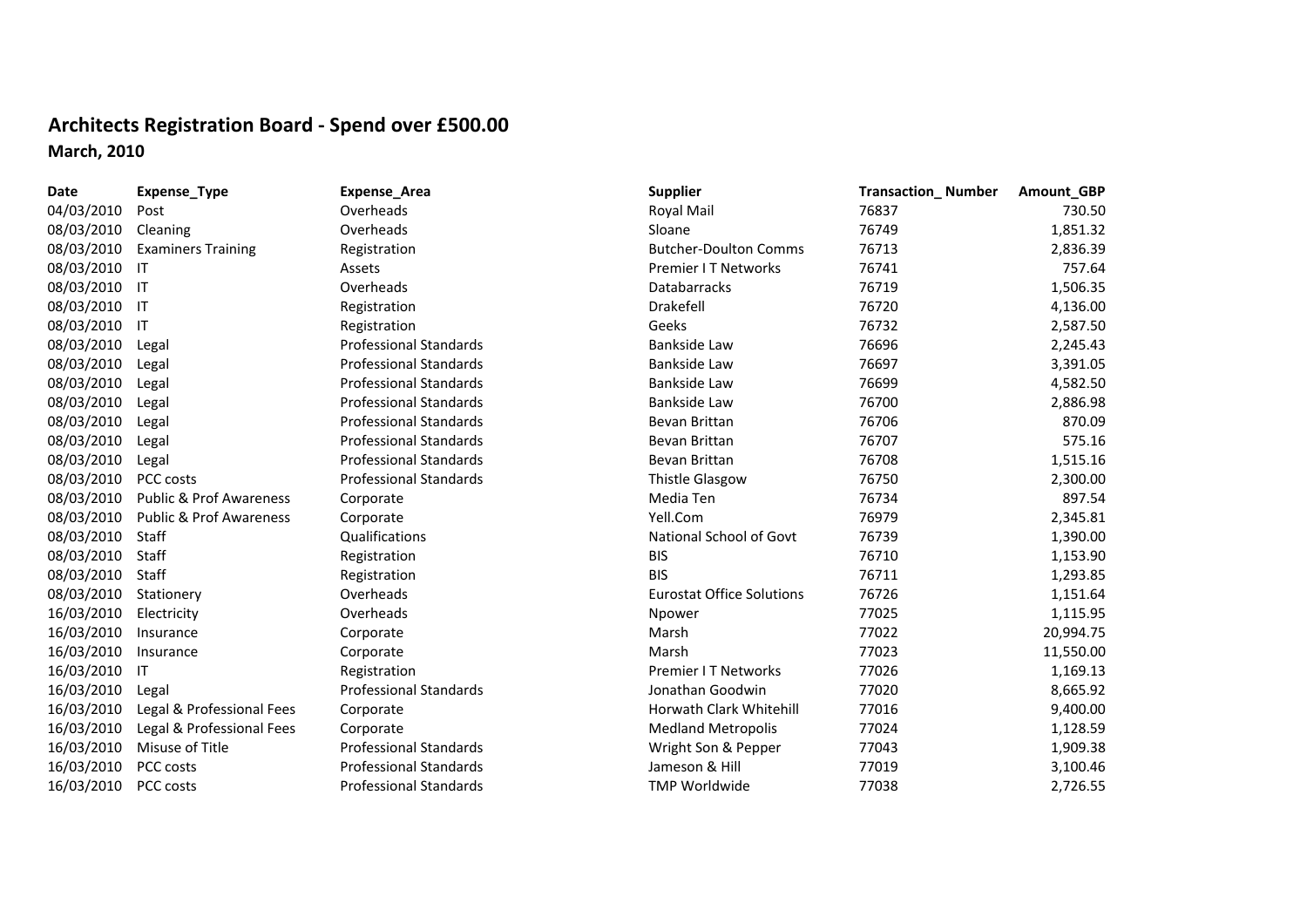# Architects Registration Board - Spend over £500.00

**March, 2010**

| Date | Expense_Type | Expense_Area | Supplier | Transaction_ Number | Amount_GBP |
|---|---|---|---|---|---|
| 04/03/2010 | Post | Overheads | Royal Mail | 76837 | 730.50 |
| 08/03/2010 | Cleaning | Overheads | Sloane | 76749 | 1,851.32 |
| 08/03/2010 | Examiners Training | Registration | Butcher-Doulton Comms | 76713 | 2,836.39 |
| 08/03/2010 | IT | Assets | Premier I T Networks | 76741 | 757.64 |
| 08/03/2010 | IT | Overheads | Databarracks | 76719 | 1,506.35 |
| 08/03/2010 | IT | Registration | Drakefell | 76720 | 4,136.00 |
| 08/03/2010 | IT | Registration | Geeks | 76732 | 2,587.50 |
| 08/03/2010 | Legal | Professional Standards | Bankside Law | 76696 | 2,245.43 |
| 08/03/2010 | Legal | Professional Standards | Bankside Law | 76697 | 3,391.05 |
| 08/03/2010 | Legal | Professional Standards | Bankside Law | 76699 | 4,582.50 |
| 08/03/2010 | Legal | Professional Standards | Bankside Law | 76700 | 2,886.98 |
| 08/03/2010 | Legal | Professional Standards | Bevan Brittan | 76706 | 870.09 |
| 08/03/2010 | Legal | Professional Standards | Bevan Brittan | 76707 | 575.16 |
| 08/03/2010 | Legal | Professional Standards | Bevan Brittan | 76708 | 1,515.16 |
| 08/03/2010 | PCC costs | Professional Standards | Thistle Glasgow | 76750 | 2,300.00 |
| 08/03/2010 | Public & Prof Awareness | Corporate | Media Ten | 76734 | 897.54 |
| 08/03/2010 | Public & Prof Awareness | Corporate | Yell.Com | 76979 | 2,345.81 |
| 08/03/2010 | Staff | Qualifications | National School of Govt | 76739 | 1,390.00 |
| 08/03/2010 | Staff | Registration | BIS | 76710 | 1,153.90 |
| 08/03/2010 | Staff | Registration | BIS | 76711 | 1,293.85 |
| 08/03/2010 | Stationery | Overheads | Eurostat Office Solutions | 76726 | 1,151.64 |
| 16/03/2010 | Electricity | Overheads | Npower | 77025 | 1,115.95 |
| 16/03/2010 | Insurance | Corporate | Marsh | 77022 | 20,994.75 |
| 16/03/2010 | Insurance | Corporate | Marsh | 77023 | 11,550.00 |
| 16/03/2010 | IT | Registration | Premier I T Networks | 77026 | 1,169.13 |
| 16/03/2010 | Legal | Professional Standards | Jonathan Goodwin | 77020 | 8,665.92 |
| 16/03/2010 | Legal & Professional Fees | Corporate | Horwath Clark Whitehill | 77016 | 9,400.00 |
| 16/03/2010 | Legal & Professional Fees | Corporate | Medland Metropolis | 77024 | 1,128.59 |
| 16/03/2010 | Misuse of Title | Professional Standards | Wright Son & Pepper | 77043 | 1,909.38 |
| 16/03/2010 | PCC costs | Professional Standards | Jameson & Hill | 77019 | 3,100.46 |
| 16/03/2010 | PCC costs | Professional Standards | TMP Worldwide | 77038 | 2,726.55 |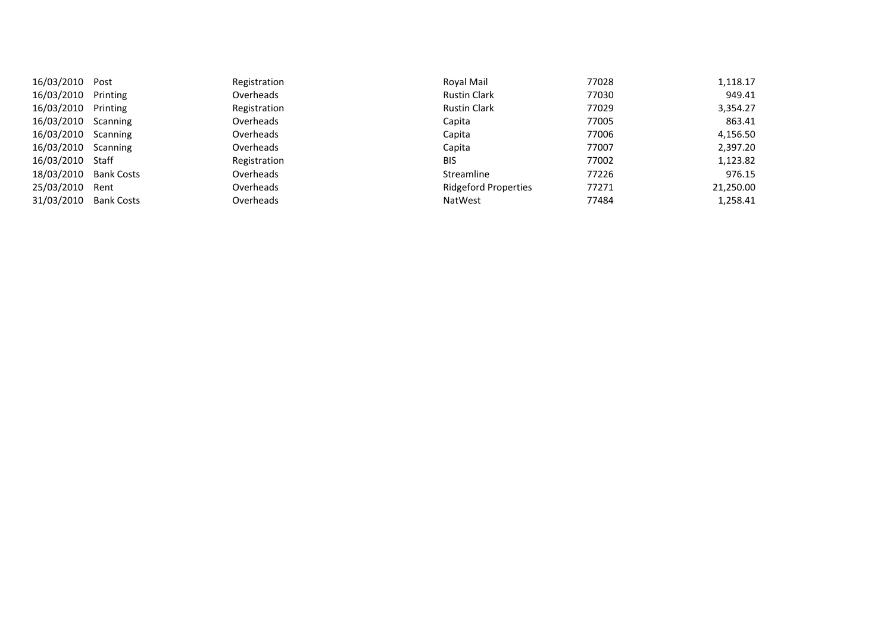| | | | | | |
|---|---|---|---|---|---|
| 16/03/2010 | Post | Registration | Royal Mail | 77028 | 1,118.17 |
| 16/03/2010 | Printing | Overheads | Rustin Clark | 77030 | 949.41 |
| 16/03/2010 | Printing | Registration | Rustin Clark | 77029 | 3,354.27 |
| 16/03/2010 | Scanning | Overheads | Capita | 77005 | 863.41 |
| 16/03/2010 | Scanning | Overheads | Capita | 77006 | 4,156.50 |
| 16/03/2010 | Scanning | Overheads | Capita | 77007 | 2,397.20 |
| 16/03/2010 | Staff | Registration | BIS | 77002 | 1,123.82 |
| 18/03/2010 | Bank Costs | Overheads | Streamline | 77226 | 976.15 |
| 25/03/2010 | Rent | Overheads | Ridgeford Properties | 77271 | 21,250.00 |
| 31/03/2010 | Bank Costs | Overheads | NatWest | 77484 | 1,258.41 |